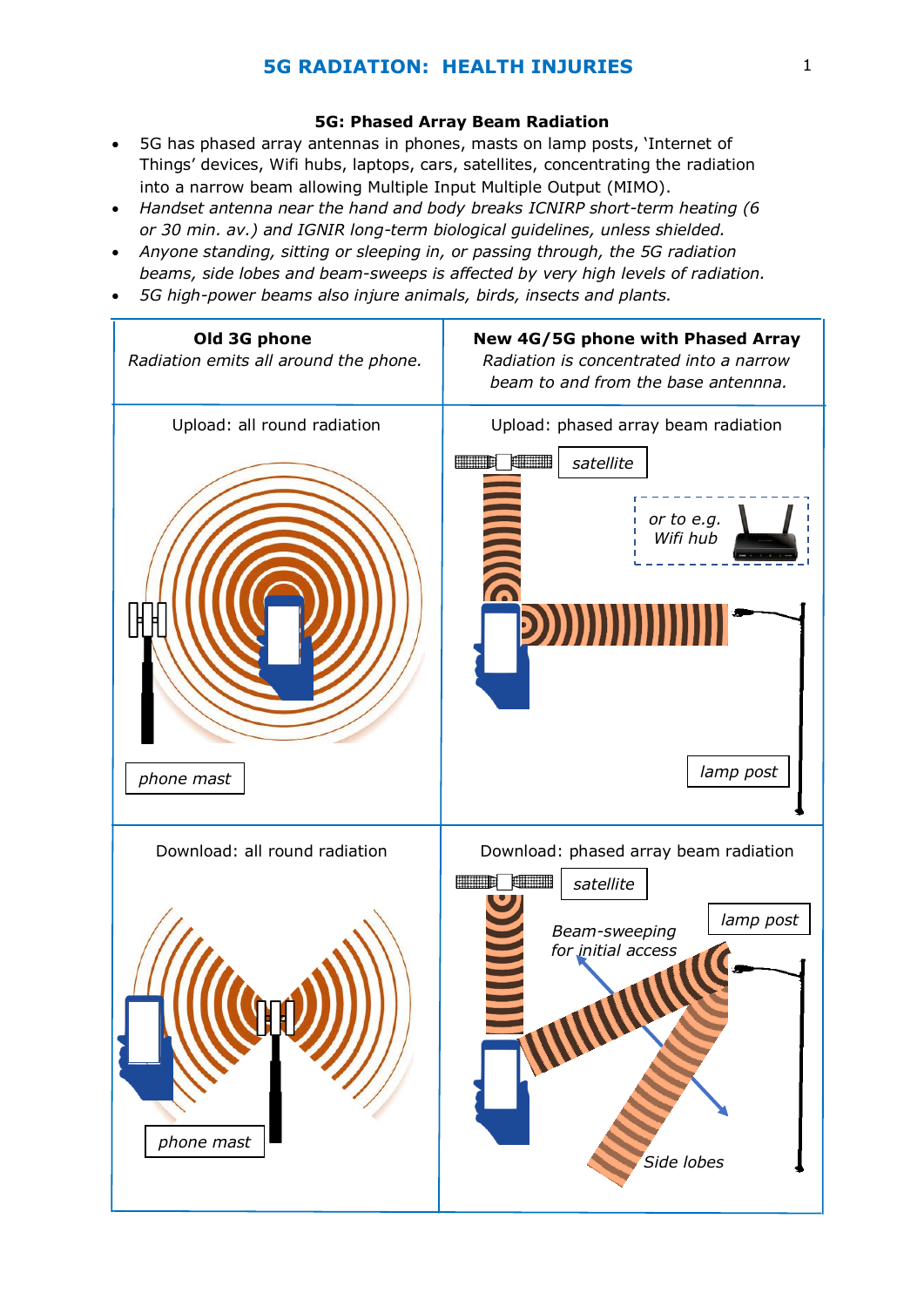# 5G RADIATION: HEALTH INJURIES

### 5G: Phased Array Beam Radiation

- 5G has phased array antennas in phones, masts on lamp posts, 'Internet of Things' devices, Wifi hubs, laptops, cars, satellites, concentrating the radiation into a narrow beam allowing Multiple Input Multiple Output (MIMO).
- *Handset antenna near the hand and body breaks ICNIRP short-term heating (6 or 30 min. av.) and IGNIR long-term biological guidelines, unless shielded.*
- *Anyone standing, sitting or sleeping in, or passing through, the 5G radiation beams, side lobes and beam-sweeps is affected by very high levels of radiation.*
- *5G high-power beams also injure animals, birds, insects and plants.*

| **Old 3G phone**<br>*Radiation emits all around the phone.* | **New 4G/5G phone with Phased Array**<br>*Radiation is concentrated into a narrow beam to and from the base antennna.* |
| --- | --- |
| Upload: all round radiation<br><br>*phone mast* | Upload: phased array beam radiation<br><br>*satellite*<br>*or to e.g. Wifi hub*<br>*lamp post* |
| Download: all round radiation<br><br>*phone mast* | Download: phased array beam radiation<br><br>*satellite*<br>*lamp post*<br>*Beam-sweeping for initial access*<br>*Side lobes* |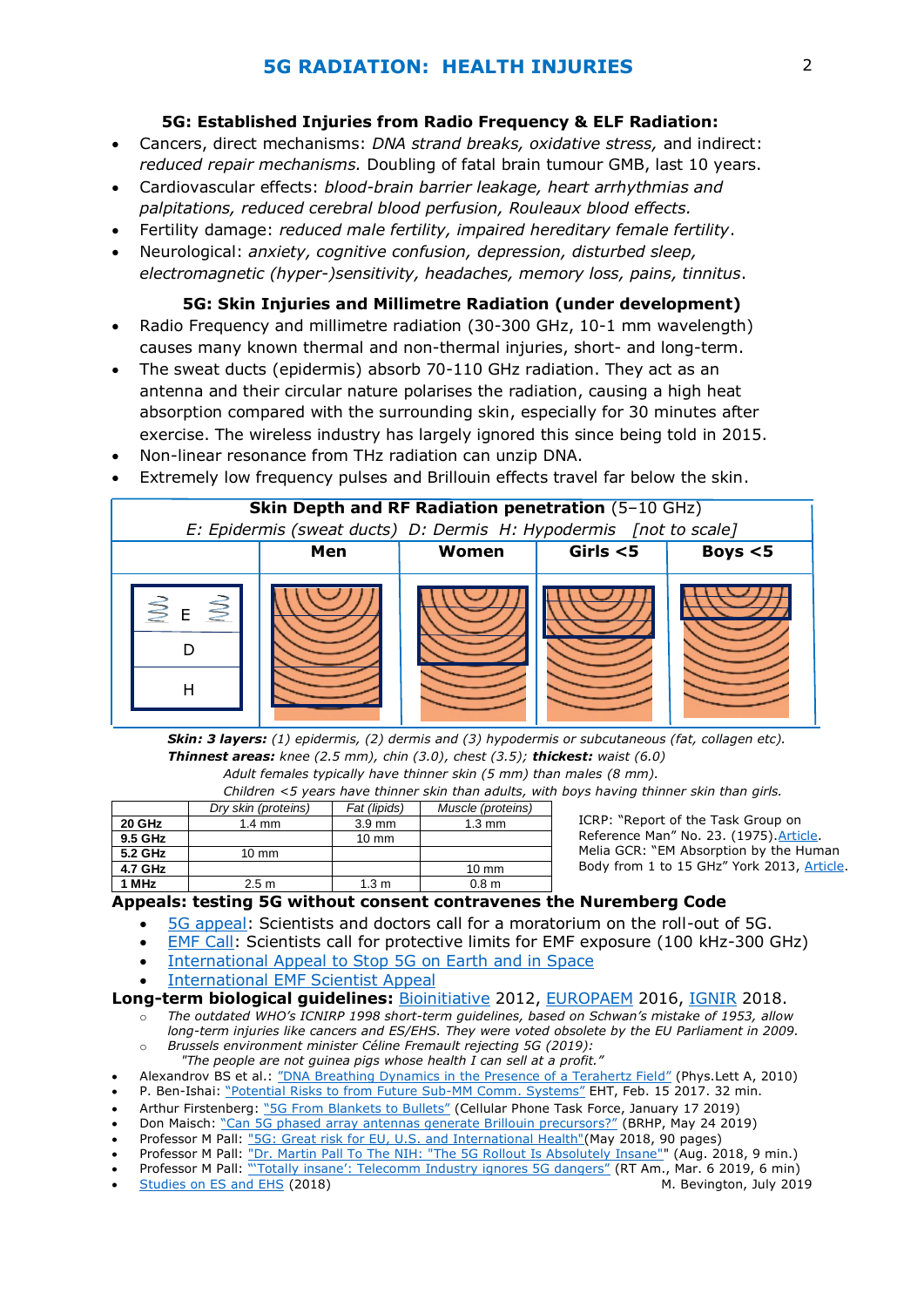# 5G RADIATION: HEALTH INJURIES

### 5G: Established Injuries from Radio Frequency & ELF Radiation:

- Cancers, direct mechanisms: *DNA strand breaks, oxidative stress,* and indirect: *reduced repair mechanisms.* Doubling of fatal brain tumour GMB, last 10 years.
- Cardiovascular effects: *blood-brain barrier leakage, heart arrhythmias and palpitations, reduced cerebral blood perfusion, Rouleaux blood effects.*
- Fertility damage: *reduced male fertility, impaired hereditary female fertility*.
- Neurological: *anxiety, cognitive confusion, depression, disturbed sleep, electromagnetic (hyper-)sensitivity, headaches, memory loss, pains, tinnitus*.

### 5G: Skin Injuries and Millimetre Radiation (under development)

- Radio Frequency and millimetre radiation (30-300 GHz, 10-1 mm wavelength) causes many known thermal and non-thermal injuries, short- and long-term.
- The sweat ducts (epidermis) absorb 70-110 GHz radiation. They act as an antenna and their circular nature polarises the radiation, causing a high heat absorption compared with the surrounding skin, especially for 30 minutes after exercise. The wireless industry has largely ignored this since being told in 2015.
- Non-linear resonance from THz radiation can unzip DNA.
- Extremely low frequency pulses and Brillouin effects travel far below the skin.

**Skin Depth and RF Radiation penetration** (5–10 GHz)

*E: Epidermis (sweat ducts) D: Dermis H: Hypodermis [not to scale]*

| | Men | Women | Girls <5 | Boys <5 |
|---|---|---|---|---|
| E / D / H | | | | |

***Skin: 3 layers:*** *(1) epidermis, (2) dermis and (3) hypodermis or subcutaneous (fat, collagen etc).*
***Thinnest areas:*** *knee (2.5 mm), chin (3.0), chest (3.5);* ***thickest:*** *waist (6.0)*
*Adult females typically have thinner skin (5 mm) than males (8 mm).*
*Children <5 years have thinner skin than adults, with boys having thinner skin than girls.*

| | Dry skin (proteins) | Fat (lipids) | Muscle (proteins) |
|---|---|---|---|
| **20 GHz** | 1.4 mm | 3.9 mm | 1.3 mm |
| **9.5 GHz** | | 10 mm | |
| **5.2 GHz** | 10 mm | | |
| **4.7 GHz** | | | 10 mm |
| **1 MHz** | 2.5 m | 1.3 m | 0.8 m |

ICRP: "Report of the Task Group on Reference Man" No. 23. (1975).Article.
Melia GCR: "EM Absorption by the Human Body from 1 to 15 GHz" York 2013, Article.

## Appeals: testing 5G without consent contravenes the Nuremberg Code

- 5G appeal: Scientists and doctors call for a moratorium on the roll-out of 5G.
- EMF Call: Scientists call for protective limits for EMF exposure (100 kHz-300 GHz)
- International Appeal to Stop 5G on Earth and in Space
- International EMF Scientist Appeal

**Long-term biological guidelines:** Bioinitiative 2012, EUROPAEM 2016, IGNIR 2018.

- *The outdated WHO's ICNIRP 1998 short-term guidelines, based on Schwan's mistake of 1953, allow long-term injuries like cancers and ES/EHS. They were voted obsolete by the EU Parliament in 2009.*
- *Brussels environment minister Céline Fremault rejecting 5G (2019):*
  *"The people are not guinea pigs whose health I can sell at a profit."*

- Alexandrov BS et al.: "DNA Breathing Dynamics in the Presence of a Terahertz Field" (Phys.Lett A, 2010)
- P. Ben-Ishai: "Potential Risks to from Future Sub-MM Comm. Systems" EHT, Feb. 15 2017. 32 min.
- Arthur Firstenberg: "5G From Blankets to Bullets" (Cellular Phone Task Force, January 17 2019)
- Don Maisch: "Can 5G phased array antennas generate Brillouin precursors?" (BRHP, May 24 2019)
- Professor M Pall: "5G: Great risk for EU, U.S. and International Health"(May 2018, 90 pages)
- Professor M Pall: "Dr. Martin Pall To The NIH: "The 5G Rollout Is Absolutely Insane"" (Aug. 2018, 9 min.)
- Professor M Pall: "'Totally insane': Telecomm Industry ignores 5G dangers" (RT Am., Mar. 6 2019, 6 min)
- Studies on ES and EHS (2018)

M. Bevington, July 2019